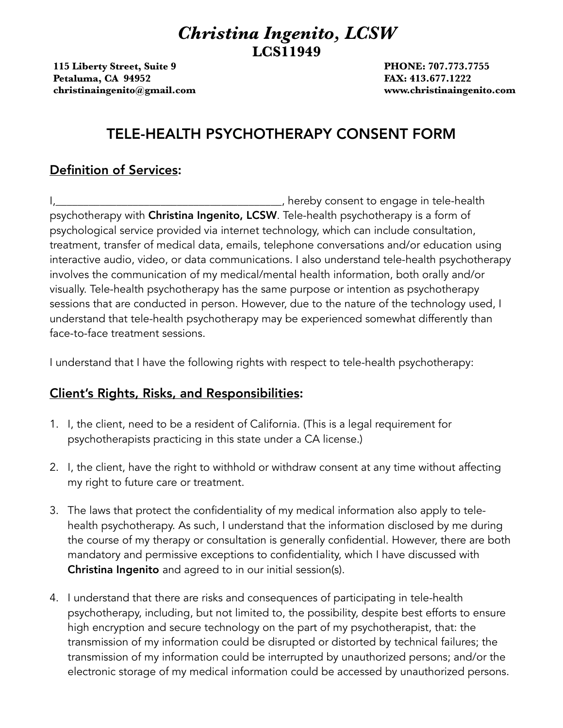# *Christina Ingenito, LCSW*

**LCS11949**

**115 Liberty Street, Suite 9**
**Petaluma, CA 94952**
**christinaingenito@gmail.com**

**PHONE: 707.773.7755**
**FAX: 413.677.1222**
**www.christinaingenito.com**

## TELE-HEALTH PSYCHOTHERAPY CONSENT FORM

### Definition of Services:

I,________________________________________, hereby consent to engage in tele-health psychotherapy with **Christina Ingenito, LCSW**. Tele-health psychotherapy is a form of psychological service provided via internet technology, which can include consultation, treatment, transfer of medical data, emails, telephone conversations and/or education using interactive audio, video, or data communications. I also understand tele-health psychotherapy involves the communication of my medical/mental health information, both orally and/or visually. Tele-health psychotherapy has the same purpose or intention as psychotherapy sessions that are conducted in person. However, due to the nature of the technology used, I understand that tele-health psychotherapy may be experienced somewhat differently than face-to-face treatment sessions.

I understand that I have the following rights with respect to tele-health psychotherapy:

### Client's Rights, Risks, and Responsibilities:

1. I, the client, need to be a resident of California. (This is a legal requirement for psychotherapists practicing in this state under a CA license.)

2. I, the client, have the right to withhold or withdraw consent at any time without affecting my right to future care or treatment.

3. The laws that protect the confidentiality of my medical information also apply to tele-health psychotherapy. As such, I understand that the information disclosed by me during the course of my therapy or consultation is generally confidential. However, there are both mandatory and permissive exceptions to confidentiality, which I have discussed with **Christina Ingenito** and agreed to in our initial session(s).

4. I understand that there are risks and consequences of participating in tele-health psychotherapy, including, but not limited to, the possibility, despite best efforts to ensure high encryption and secure technology on the part of my psychotherapist, that: the transmission of my information could be disrupted or distorted by technical failures; the transmission of my information could be interrupted by unauthorized persons; and/or the electronic storage of my medical information could be accessed by unauthorized persons.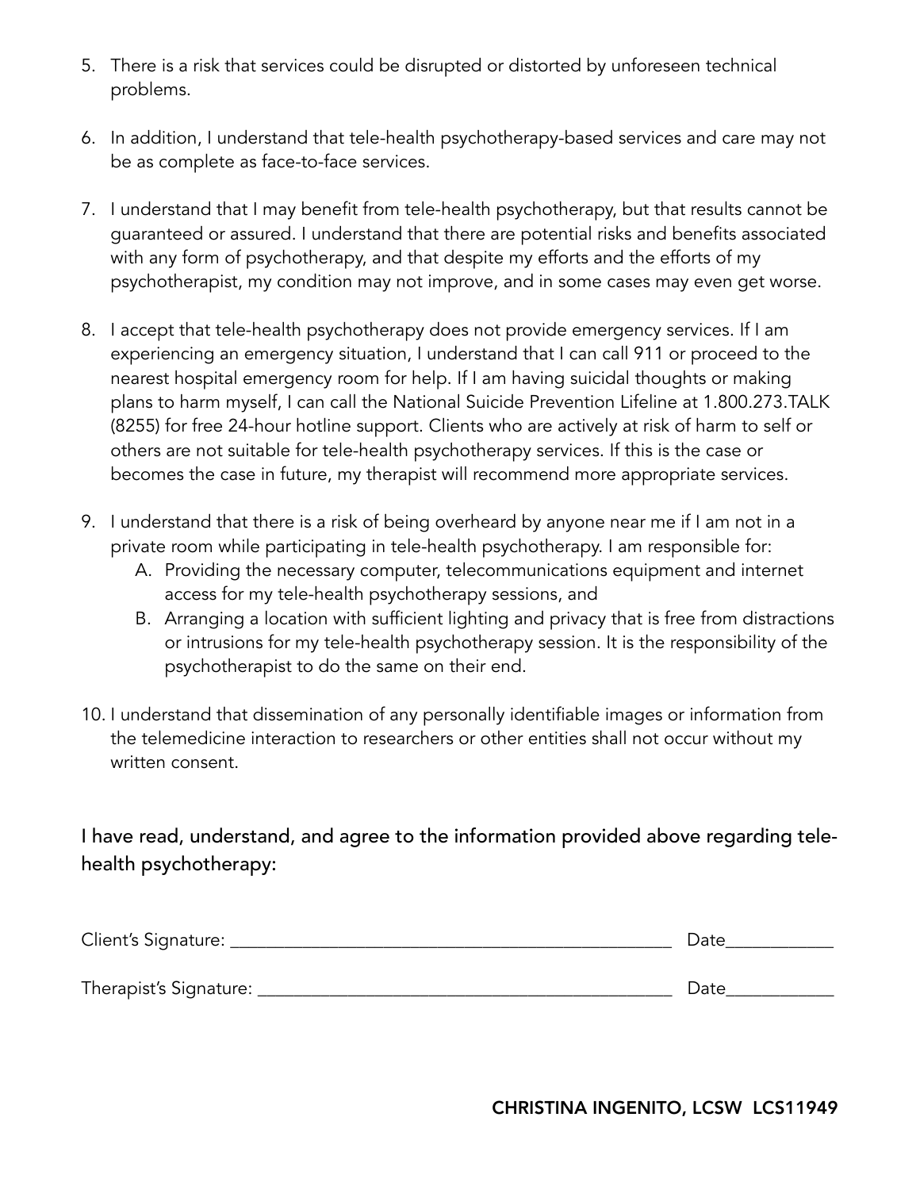5. There is a risk that services could be disrupted or distorted by unforeseen technical problems.

6. In addition, I understand that tele-health psychotherapy-based services and care may not be as complete as face-to-face services.

7. I understand that I may benefit from tele-health psychotherapy, but that results cannot be guaranteed or assured. I understand that there are potential risks and benefits associated with any form of psychotherapy, and that despite my efforts and the efforts of my psychotherapist, my condition may not improve, and in some cases may even get worse.

8. I accept that tele-health psychotherapy does not provide emergency services. If I am experiencing an emergency situation, I understand that I can call 911 or proceed to the nearest hospital emergency room for help. If I am having suicidal thoughts or making plans to harm myself, I can call the National Suicide Prevention Lifeline at 1.800.273.TALK (8255) for free 24-hour hotline support. Clients who are actively at risk of harm to self or others are not suitable for tele-health psychotherapy services. If this is the case or becomes the case in future, my therapist will recommend more appropriate services.

9. I understand that there is a risk of being overheard by anyone near me if I am not in a private room while participating in tele-health psychotherapy. I am responsible for:
   A. Providing the necessary computer, telecommunications equipment and internet access for my tele-health psychotherapy sessions, and
   B. Arranging a location with sufficient lighting and privacy that is free from distractions or intrusions for my tele-health psychotherapy session. It is the responsibility of the psychotherapist to do the same on their end.

10. I understand that dissemination of any personally identifiable images or information from the telemedicine interaction to researchers or other entities shall not occur without my written consent.

I have read, understand, and agree to the information provided above regarding tele-health psychotherapy:

Client's Signature: _______________________________________________ Date___________

Therapist's Signature: ____________________________________________ Date___________

**CHRISTINA INGENITO, LCSW LCS11949**